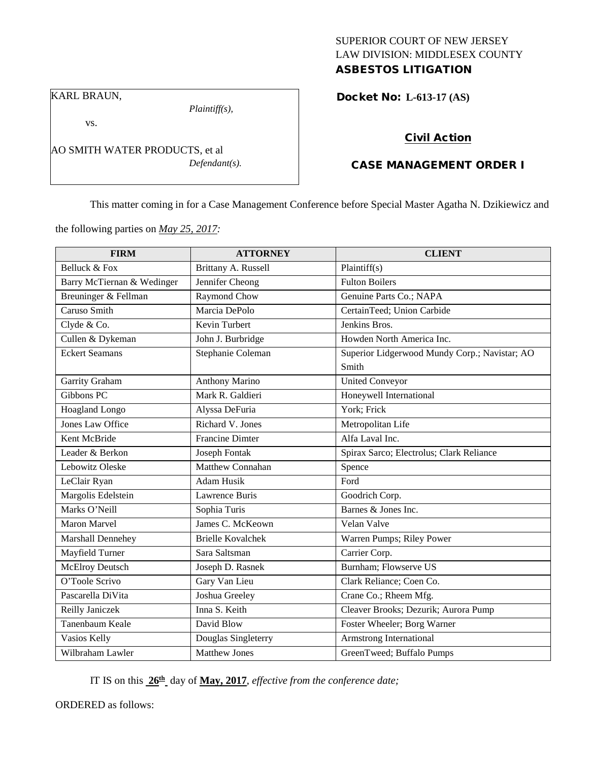SUPERIOR COURT OF NEW JERSEY
LAW DIVISION: MIDDLESEX COUNTY
**ASBESTOS LITIGATION**

KARL BRAUN,
*Plaintiff(s),*

vs.

AO SMITH WATER PRODUCTS, et al
*Defendant(s).*

**Docket No: L-613-17 (AS)**

**Civil Action**

**CASE MANAGEMENT ORDER I**

This matter coming in for a Case Management Conference before Special Master Agatha N. Dzikiewicz and the following parties on *May 25, 2017:*

| FIRM | ATTORNEY | CLIENT |
|---|---|---|
| Belluck & Fox | Brittany A. Russell | Plaintiff(s) |
| Barry McTiernan & Wedinger | Jennifer Cheong | Fulton Boilers |
| Breuninger & Fellman | Raymond Chow | Genuine Parts Co.; NAPA |
| Caruso Smith | Marcia DePolo | CertainTeed; Union Carbide |
| Clyde & Co. | Kevin Turbert | Jenkins Bros. |
| Cullen & Dykeman | John J. Burbridge | Howden North America Inc. |
| Eckert Seamans | Stephanie Coleman | Superior Lidgerwood Mundy Corp.; Navistar; AO Smith |
| Garrity Graham | Anthony Marino | United Conveyor |
| Gibbons PC | Mark R. Galdieri | Honeywell International |
| Hoagland Longo | Alyssa DeFuria | York; Frick |
| Jones Law Office | Richard V. Jones | Metropolitan Life |
| Kent McBride | Francine Dimter | Alfa Laval Inc. |
| Leader & Berkon | Joseph Fontak | Spirax Sarco; Electrolus; Clark Reliance |
| Lebowitz Oleske | Matthew Connahan | Spence |
| LeClair Ryan | Adam Husik | Ford |
| Margolis Edelstein | Lawrence Buris | Goodrich Corp. |
| Marks O'Neill | Sophia Turis | Barnes & Jones Inc. |
| Maron Marvel | James C. McKeown | Velan Valve |
| Marshall Dennehey | Brielle Kovalchek | Warren Pumps; Riley Power |
| Mayfield Turner | Sara Saltsman | Carrier Corp. |
| McElroy Deutsch | Joseph D. Rasnek | Burnham; Flowserve US |
| O'Toole Scrivo | Gary Van Lieu | Clark Reliance; Coen Co. |
| Pascarella DiVita | Joshua Greeley | Crane Co.; Rheem Mfg. |
| Reilly Janiczek | Inna S. Keith | Cleaver Brooks; Dezurik; Aurora Pump |
| Tanenbaum Keale | David Blow | Foster Wheeler; Borg Warner |
| Vasios Kelly | Douglas Singleterry | Armstrong International |
| Wilbraham Lawler | Matthew Jones | GreenTweed; Buffalo Pumps |

IT IS on this **26th** day of **May, 2017**, *effective from the conference date;*

ORDERED as follows: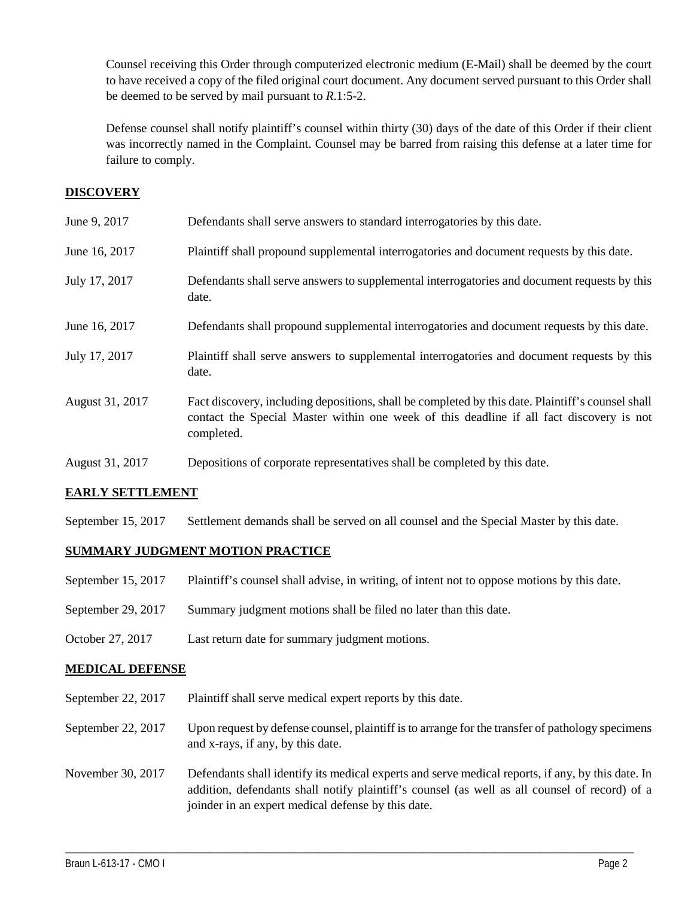Counsel receiving this Order through computerized electronic medium (E-Mail) shall be deemed by the court to have received a copy of the filed original court document. Any document served pursuant to this Order shall be deemed to be served by mail pursuant to *R*.1:5-2.

Defense counsel shall notify plaintiff's counsel within thirty (30) days of the date of this Order if their client was incorrectly named in the Complaint. Counsel may be barred from raising this defense at a later time for failure to comply.

## DISCOVERY

| | |
|---|---|
| June 9, 2017 | Defendants shall serve answers to standard interrogatories by this date. |
| June 16, 2017 | Plaintiff shall propound supplemental interrogatories and document requests by this date. |
| July 17, 2017 | Defendants shall serve answers to supplemental interrogatories and document requests by this date. |
| June 16, 2017 | Defendants shall propound supplemental interrogatories and document requests by this date. |
| July 17, 2017 | Plaintiff shall serve answers to supplemental interrogatories and document requests by this date. |
| August 31, 2017 | Fact discovery, including depositions, shall be completed by this date. Plaintiff's counsel shall contact the Special Master within one week of this deadline if all fact discovery is not completed. |
| August 31, 2017 | Depositions of corporate representatives shall be completed by this date. |

## EARLY SETTLEMENT

| | |
|---|---|
| September 15, 2017 | Settlement demands shall be served on all counsel and the Special Master by this date. |

## SUMMARY JUDGMENT MOTION PRACTICE

| | |
|---|---|
| September 15, 2017 | Plaintiff's counsel shall advise, in writing, of intent not to oppose motions by this date. |
| September 29, 2017 | Summary judgment motions shall be filed no later than this date. |
| October 27, 2017 | Last return date for summary judgment motions. |

## MEDICAL DEFENSE

| | |
|---|---|
| September 22, 2017 | Plaintiff shall serve medical expert reports by this date. |
| September 22, 2017 | Upon request by defense counsel, plaintiff is to arrange for the transfer of pathology specimens and x-rays, if any, by this date. |
| November 30, 2017 | Defendants shall identify its medical experts and serve medical reports, if any, by this date. In addition, defendants shall notify plaintiff's counsel (as well as all counsel of record) of a joinder in an expert medical defense by this date. |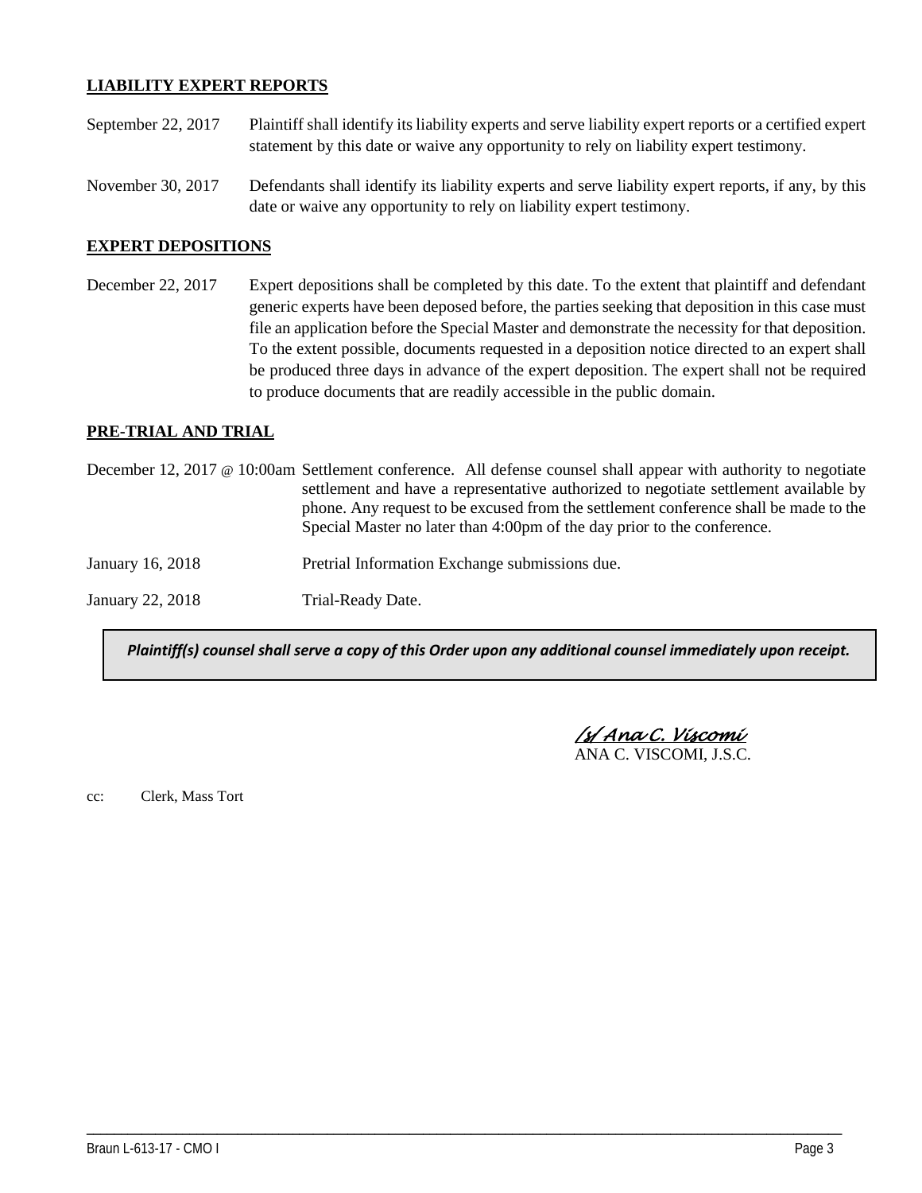**LIABILITY EXPERT REPORTS**

| | |
|---|---|
| September 22, 2017 | Plaintiff shall identify its liability experts and serve liability expert reports or a certified expert statement by this date or waive any opportunity to rely on liability expert testimony. |
| November 30, 2017 | Defendants shall identify its liability experts and serve liability expert reports, if any, by this date or waive any opportunity to rely on liability expert testimony. |

**EXPERT DEPOSITIONS**

| | |
|---|---|
| December 22, 2017 | Expert depositions shall be completed by this date. To the extent that plaintiff and defendant generic experts have been deposed before, the parties seeking that deposition in this case must file an application before the Special Master and demonstrate the necessity for that deposition. To the extent possible, documents requested in a deposition notice directed to an expert shall be produced three days in advance of the expert deposition. The expert shall not be required to produce documents that are readily accessible in the public domain. |

**PRE-TRIAL AND TRIAL**

| | |
|---|---|
| December 12, 2017 @ 10:00am | Settlement conference. All defense counsel shall appear with authority to negotiate settlement and have a representative authorized to negotiate settlement available by phone. Any request to be excused from the settlement conference shall be made to the Special Master no later than 4:00pm of the day prior to the conference. |
| January 16, 2018 | Pretrial Information Exchange submissions due. |
| January 22, 2018 | Trial-Ready Date. |

***Plaintiff(s) counsel shall serve a copy of this Order upon any additional counsel immediately upon receipt.***

/s/ Ana C. Viscomi
ANA C. VISCOMI, J.S.C.

cc: Clerk, Mass Tort